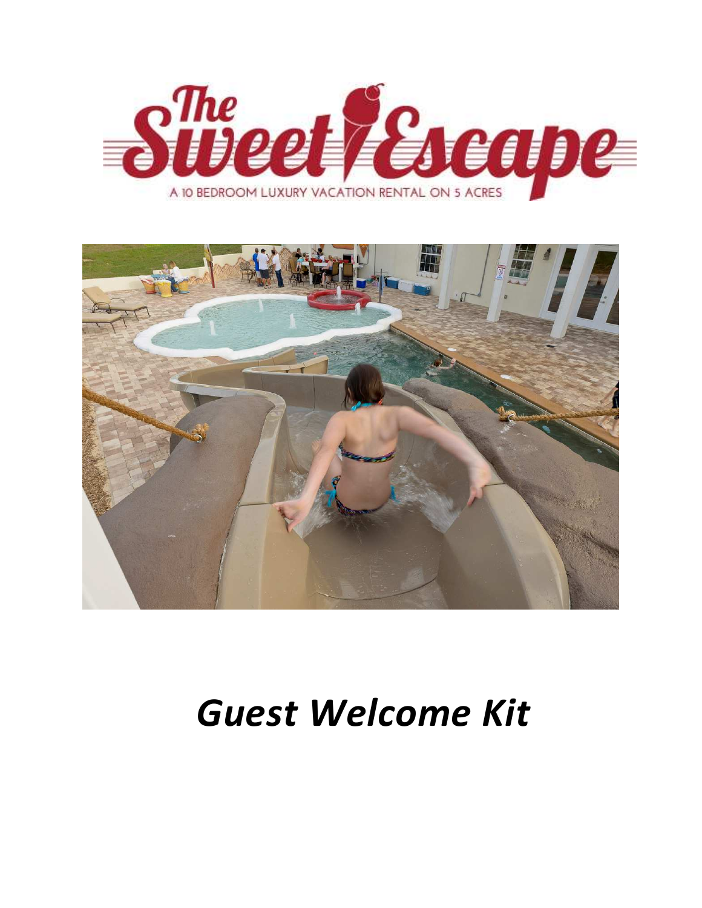# The Sweet Escape

A 10 BEDROOM LUXURY VACATION RENTAL ON 5 ACRES

# *Guest Welcome Kit*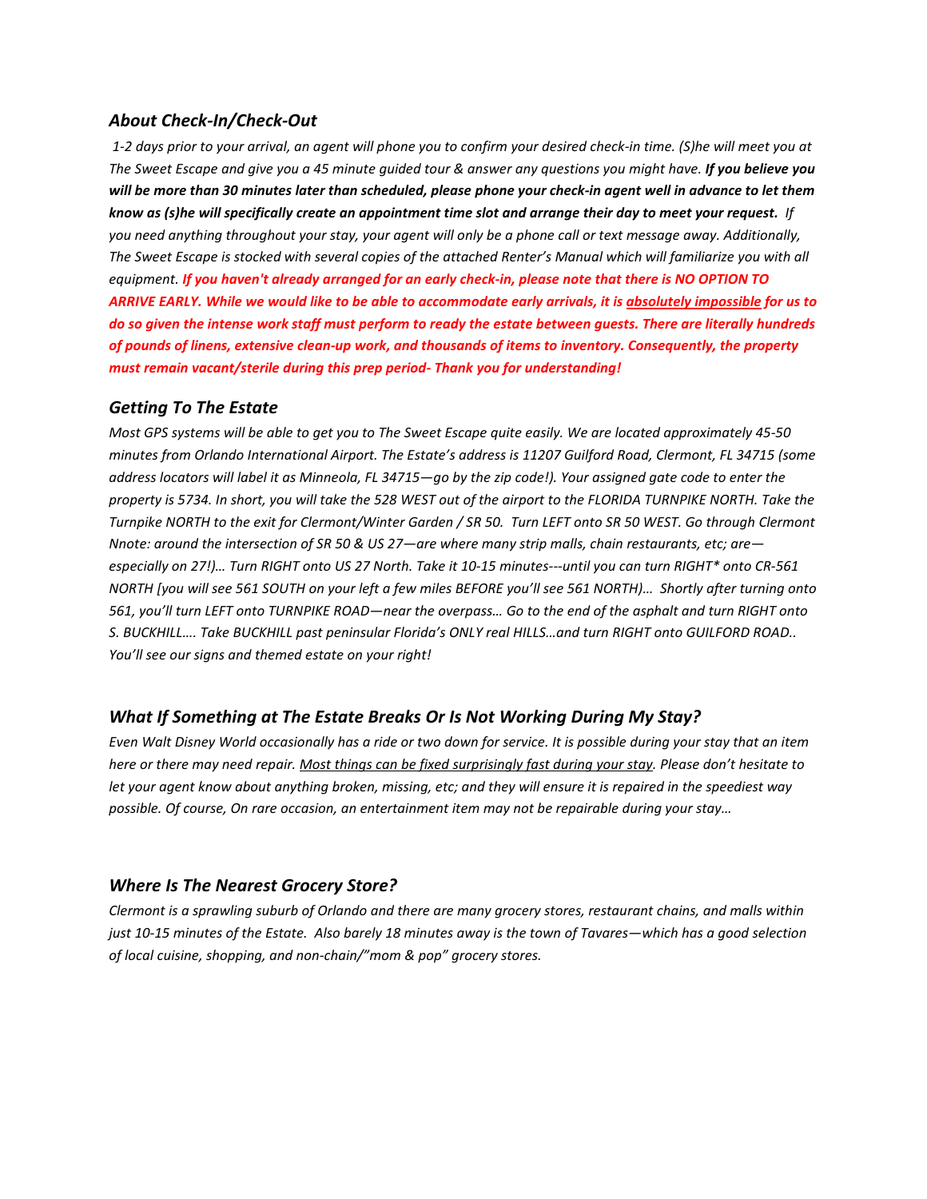### *About Check-In/Check-Out*

*1-2 days prior to your arrival, an agent will phone you to confirm your desired check-in time. (S)he will meet you at The Sweet Escape and give you a 45 minute guided tour & answer any questions you might have.* ***If you believe you will be more than 30 minutes later than scheduled, please phone your check-in agent well in advance to let them know as (s)he will specifically create an appointment time slot and arrange their day to meet your request.*** *If you need anything throughout your stay, your agent will only be a phone call or text message away. Additionally, The Sweet Escape is stocked with several copies of the attached Renter's Manual which will familiarize you with all equipment.* ***If you haven't already arranged for an early check-in, please note that there is NO OPTION TO ARRIVE EARLY. While we would like to be able to accommodate early arrivals, it is <u>absolutely impossible</u> for us to do so given the intense work staff must perform to ready the estate between guests. There are literally hundreds of pounds of linens, extensive clean-up work, and thousands of items to inventory. Consequently, the property must remain vacant/sterile during this prep period- Thank you for understanding!***

### *Getting To The Estate*

*Most GPS systems will be able to get you to The Sweet Escape quite easily. We are located approximately 45-50 minutes from Orlando International Airport. The Estate's address is 11207 Guilford Road, Clermont, FL 34715 (some address locators will label it as Minneola, FL 34715—go by the zip code!). Your assigned gate code to enter the property is 5734. In short, you will take the 528 WEST out of the airport to the FLORIDA TURNPIKE NORTH. Take the Turnpike NORTH to the exit for Clermont/Winter Garden / SR 50. Turn LEFT onto SR 50 WEST. Go through Clermont Nnote: around the intersection of SR 50 & US 27—are where many strip malls, chain restaurants, etc; are—especially on 27!)… Turn RIGHT onto US 27 North. Take it 10-15 minutes---until you can turn RIGHT* onto CR-561 NORTH [you will see 561 SOUTH on your left a few miles BEFORE you'll see 561 NORTH)… Shortly after turning onto 561, you'll turn LEFT onto TURNPIKE ROAD—near the overpass… Go to the end of the asphalt and turn RIGHT onto S. BUCKHILL…. Take BUCKHILL past peninsular Florida's ONLY real HILLS…and turn RIGHT onto GUILFORD ROAD.. You'll see our signs and themed estate on your right!*

### *What If Something at The Estate Breaks Or Is Not Working During My Stay?*

*Even Walt Disney World occasionally has a ride or two down for service. It is possible during your stay that an item here or there may need repair. <u>Most things can be fixed surprisingly fast during your stay</u>. Please don't hesitate to let your agent know about anything broken, missing, etc; and they will ensure it is repaired in the speediest way possible. Of course, On rare occasion, an entertainment item may not be repairable during your stay…*

### *Where Is The Nearest Grocery Store?*

*Clermont is a sprawling suburb of Orlando and there are many grocery stores, restaurant chains, and malls within just 10-15 minutes of the Estate. Also barely 18 minutes away is the town of Tavares—which has a good selection of local cuisine, shopping, and non-chain/"mom & pop" grocery stores.*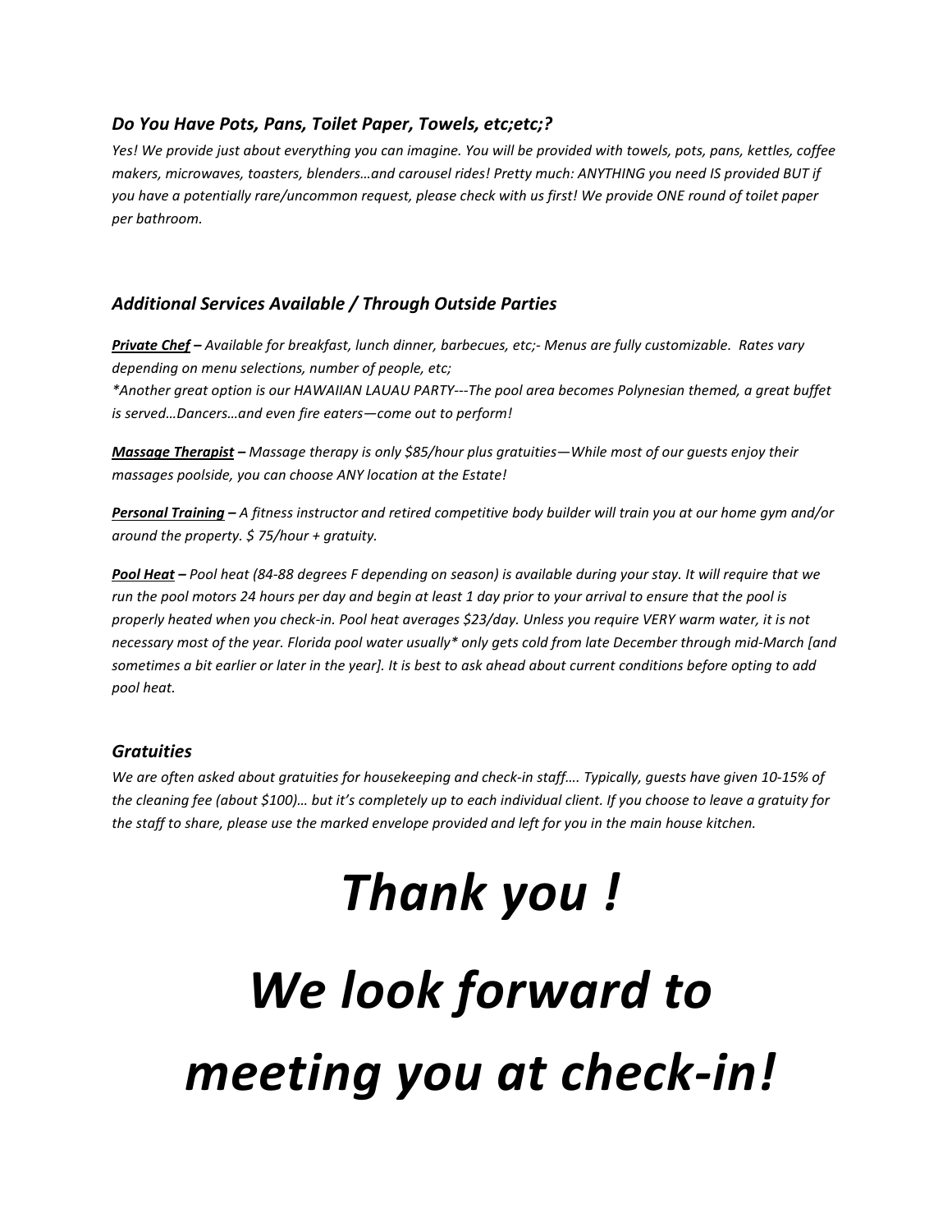### *Do You Have Pots, Pans, Toilet Paper, Towels, etc;etc;?*

*Yes! We provide just about everything you can imagine. You will be provided with towels, pots, pans, kettles, coffee makers, microwaves, toasters, blenders…and carousel rides! Pretty much: ANYTHING you need IS provided BUT if you have a potentially rare/uncommon request, please check with us first! We provide ONE round of toilet paper per bathroom.*

### *Additional Services Available / Through Outside Parties*

***Private Chef*** ***–*** *Available for breakfast, lunch dinner, barbecues, etc;- Menus are fully customizable. Rates vary depending on menu selections, number of people, etc;*
*\*Another great option is our HAWAIIAN LAUAU PARTY---The pool area becomes Polynesian themed, a great buffet is served…Dancers…and even fire eaters—come out to perform!*

***Massage Therapist*** ***–*** *Massage therapy is only $85/hour plus gratuities—While most of our guests enjoy their massages poolside, you can choose ANY location at the Estate!*

***Personal Training*** ***–*** *A fitness instructor and retired competitive body builder will train you at our home gym and/or around the property. $ 75/hour + gratuity.*

***Pool Heat*** ***–*** *Pool heat (84-88 degrees F depending on season) is available during your stay. It will require that we run the pool motors 24 hours per day and begin at least 1 day prior to your arrival to ensure that the pool is properly heated when you check-in. Pool heat averages $23/day. Unless you require VERY warm water, it is not necessary most of the year. Florida pool water usually\* only gets cold from late December through mid-March [and sometimes a bit earlier or later in the year]. It is best to ask ahead about current conditions before opting to add pool heat.*

### *Gratuities*

*We are often asked about gratuities for housekeeping and check-in staff…. Typically, guests have given 10-15% of the cleaning fee (about $100)… but it's completely up to each individual client. If you choose to leave a gratuity for the staff to share, please use the marked envelope provided and left for you in the main house kitchen.*

# *Thank you !*

# *We look forward to meeting you at check-in!*